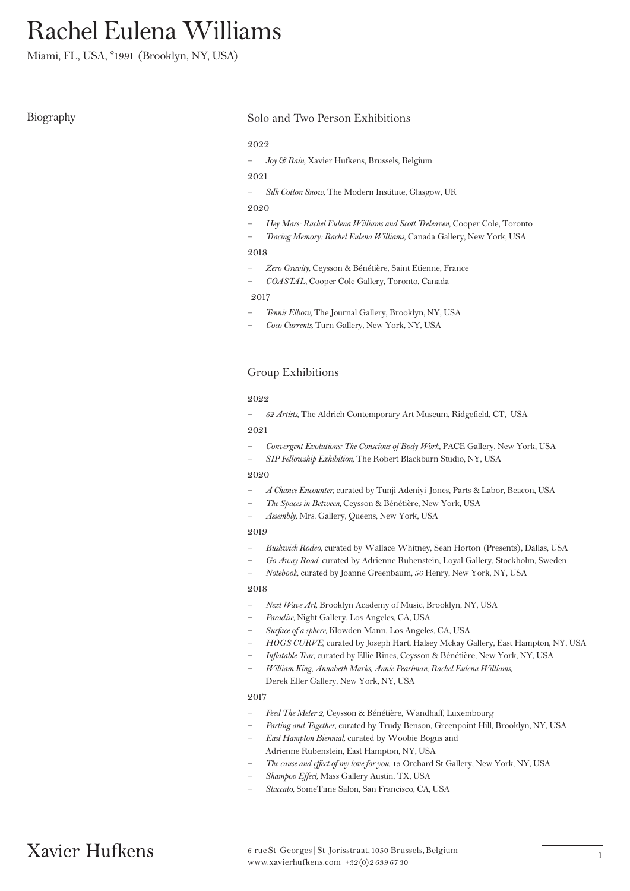# Rachel Eulena Williams

Miami, FL, USA, °1991 (Brooklyn, NY, USA)

## Biography

### Solo and Two Person Exhibitions

2022

- *Joy & Rain,* Xavier Hufkens, Brussels, Belgium

2021

- *Silk Cotton Snow,* The Modern Institute, Glasgow, UK

2020

- *Hey Mars: Rachel Eulena Williams and Scott Treleaven,* Cooper Cole, Toronto
- *Tracing Memory: Rachel Eulena Williams,* Canada Gallery, New York, USA

2018

- *Zero Gravity,* Ceysson & Bénétière, Saint Etienne, France
- *COASTAL,* Cooper Cole Gallery, Toronto, Canada

2017

- *Tennis Elbow,* The Journal Gallery, Brooklyn, NY, USA
- *Coco Currents,* Turn Gallery, New York, NY, USA

### Group Exhibitions

2022

- *52 Artists,* The Aldrich Contemporary Art Museum, Ridgefield, CT, USA

2021

- *Convergent Evolutions: The Conscious of Body Work,* PACE Gallery, New York, USA
- *SIP Fellowship Exhibition,* The Robert Blackburn Studio, NY, USA

2020

- *A Chance Encounter,* curated by Tunji Adeniyi-Jones, Parts & Labor, Beacon, USA
- *The Spaces in Between,* Ceysson & Bénétière, New York, USA
- *Assembly,* Mrs. Gallery, Queens, New York, USA

2019

- *Bushwick Rodeo,* curated by Wallace Whitney, Sean Horton (Presents), Dallas, USA
- *Go Away Road,* curated by Adrienne Rubenstein, Loyal Gallery, Stockholm, Sweden
- *Notebook,* curated by Joanne Greenbaum, 56 Henry, New York, NY, USA

2018

- *Next Wave Art,* Brooklyn Academy of Music, Brooklyn, NY, USA
- *Paradise,* Night Gallery, Los Angeles, CA, USA
- *Surface of a sphere,* Klowden Mann, Los Angeles, CA, USA
- *HOGS CURVE,* curated by Joseph Hart, Halsey Mckay Gallery, East Hampton, NY, USA
- *Inflatable Tear,* curated by Ellie Rines, Ceysson & Bénétière, New York, NY, USA
- *William King, Annabeth Marks, Annie Pearlman, Rachel Eulena Williams,* Derek Eller Gallery, New York, NY, USA

2017

- *Feed The Meter 2,* Ceysson & Bénétière, Wandhaff, Luxembourg
- *Parting and Together,* curated by Trudy Benson, Greenpoint Hill, Brooklyn, NY, USA
- *East Hampton Biennial,* curated by Woobie Bogus and Adrienne Rubenstein, East Hampton, NY, USA
- *The cause and effect of my love for you,* 15 Orchard St Gallery, New York, NY, USA
- *Shampoo Effect,* Mass Gallery Austin, TX, USA
- *Staccato,* SomeTime Salon, San Francisco, CA, USA

Xavier Hufkens

6 rue St-Georges | St-Jorisstraat, 1050 Brussels, Belgium
www.xavierhufkens.com +32(0)2 639 67 30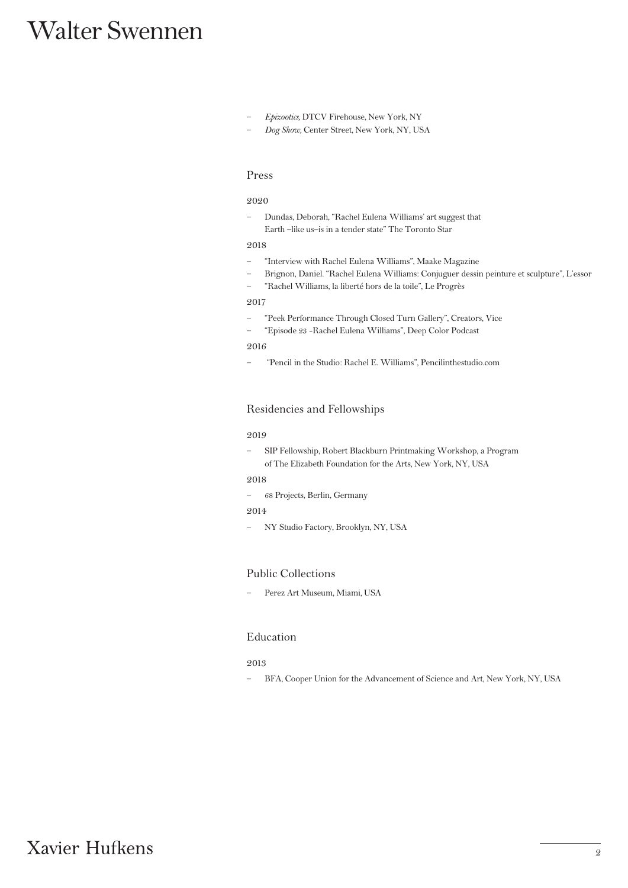- *Epizootics,* DTCV Firehouse, New York, NY
- *Dog Show,* Center Street, New York, NY, USA

## Press

2020

- Dundas, Deborah, "Rachel Eulena Williams' art suggest that Earth –like us–is in a tender state" The Toronto Star

2018

- "Interview with Rachel Eulena Williams", Maake Magazine
- Brignon, Daniel. "Rachel Eulena Williams: Conjuguer dessin peinture et sculpture", L'essor
- "Rachel Williams, la liberté hors de la toile", Le Progrès

2017

- "Peek Performance Through Closed Turn Gallery", Creators, Vice
- "Episode 23 -Rachel Eulena Williams", Deep Color Podcast

2016

- "Pencil in the Studio: Rachel E. Williams", Pencilinthestudio.com

## Residencies and Fellowships

2019

- SIP Fellowship, Robert Blackburn Printmaking Workshop, a Program of The Elizabeth Foundation for the Arts, New York, NY, USA

2018

- 68 Projects, Berlin, Germany

2014

- NY Studio Factory, Brooklyn, NY, USA

## Public Collections

- Perez Art Museum, Miami, USA

## Education

2013

- BFA, Cooper Union for the Advancement of Science and Art, New York, NY, USA